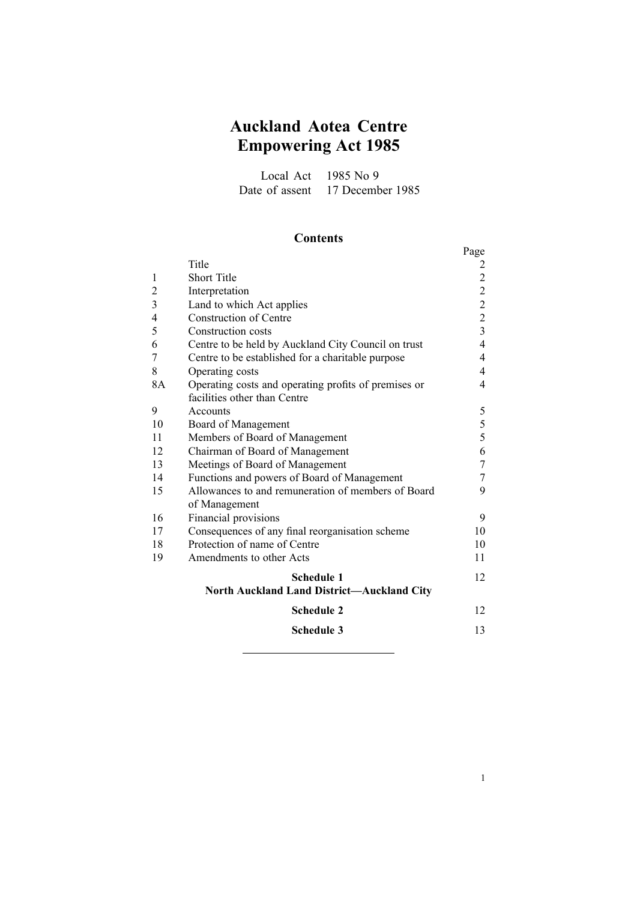# Auckland Aotea Centre Empowering Act 1985

Local Act 1985 No 9
Date of assent 17 December 1985

## Contents

| | | Page |
|---|---|---|
| | Title | 2 |
| 1 | Short Title | 2 |
| 2 | Interpretation | 2 |
| 3 | Land to which Act applies | 2 |
| 4 | Construction of Centre | 2 |
| 5 | Construction costs | 3 |
| 6 | Centre to be held by Auckland City Council on trust | 4 |
| 7 | Centre to be established for a charitable purpose | 4 |
| 8 | Operating costs | 4 |
| 8A | Operating costs and operating profits of premises or facilities other than Centre | 4 |
| 9 | Accounts | 5 |
| 10 | Board of Management | 5 |
| 11 | Members of Board of Management | 5 |
| 12 | Chairman of Board of Management | 6 |
| 13 | Meetings of Board of Management | 7 |
| 14 | Functions and powers of Board of Management | 7 |
| 15 | Allowances to and remuneration of members of Board of Management | 9 |
| 16 | Financial provisions | 9 |
| 17 | Consequences of any final reorganisation scheme | 10 |
| 18 | Protection of name of Centre | 10 |
| 19 | Amendments to other Acts | 11 |
| | **Schedule 1** **North Auckland Land District—Auckland City** | 12 |
| | **Schedule 2** | 12 |
| | **Schedule 3** | 13 |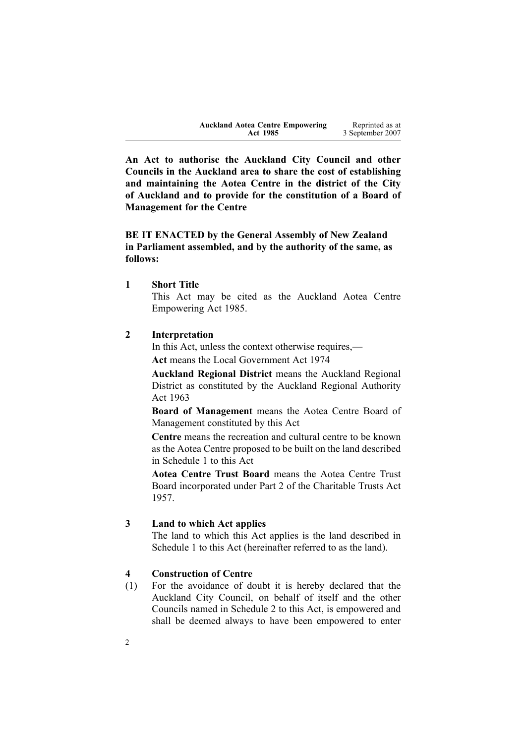**An Act to authorise the Auckland City Council and other Councils in the Auckland area to share the cost of establishing and maintaining the Aotea Centre in the district of the City of Auckland and to provide for the constitution of a Board of Management for the Centre**

**BE IT ENACTED by the General Assembly of New Zealand in Parliament assembled, and by the authority of the same, as follows:**

**1 Short Title**

This Act may be cited as the Auckland Aotea Centre Empowering Act 1985.

**2 Interpretation**

In this Act, unless the context otherwise requires,—

**Act** means the Local Government Act 1974

**Auckland Regional District** means the Auckland Regional District as constituted by the Auckland Regional Authority Act 1963

**Board of Management** means the Aotea Centre Board of Management constituted by this Act

**Centre** means the recreation and cultural centre to be known as the Aotea Centre proposed to be built on the land described in Schedule 1 to this Act

**Aotea Centre Trust Board** means the Aotea Centre Trust Board incorporated under Part 2 of the Charitable Trusts Act 1957.

**3 Land to which Act applies**

The land to which this Act applies is the land described in Schedule 1 to this Act (hereinafter referred to as the land).

**4 Construction of Centre**

(1) For the avoidance of doubt it is hereby declared that the Auckland City Council, on behalf of itself and the other Councils named in Schedule 2 to this Act, is empowered and shall be deemed always to have been empowered to enter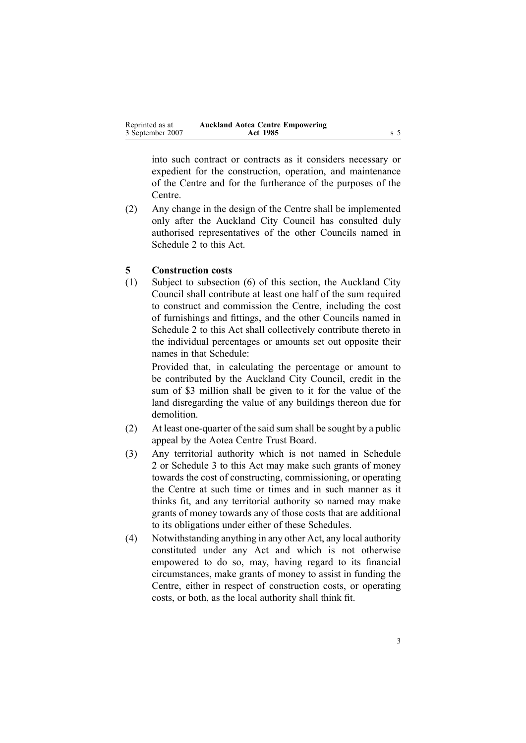into such contract or contracts as it considers necessary or expedient for the construction, operation, and maintenance of the Centre and for the furtherance of the purposes of the Centre.

(2) Any change in the design of the Centre shall be implemented only after the Auckland City Council has consulted duly authorised representatives of the other Councils named in Schedule 2 to this Act.

### 5 Construction costs

(1) Subject to subsection (6) of this section, the Auckland City Council shall contribute at least one half of the sum required to construct and commission the Centre, including the cost of furnishings and fittings, and the other Councils named in Schedule 2 to this Act shall collectively contribute thereto in the individual percentages or amounts set out opposite their names in that Schedule:

Provided that, in calculating the percentage or amount to be contributed by the Auckland City Council, credit in the sum of $3 million shall be given to it for the value of the land disregarding the value of any buildings thereon due for demolition.

(2) At least one-quarter of the said sum shall be sought by a public appeal by the Aotea Centre Trust Board.

(3) Any territorial authority which is not named in Schedule 2 or Schedule 3 to this Act may make such grants of money towards the cost of constructing, commissioning, or operating the Centre at such time or times and in such manner as it thinks fit, and any territorial authority so named may make grants of money towards any of those costs that are additional to its obligations under either of these Schedules.

(4) Notwithstanding anything in any other Act, any local authority constituted under any Act and which is not otherwise empowered to do so, may, having regard to its financial circumstances, make grants of money to assist in funding the Centre, either in respect of construction costs, or operating costs, or both, as the local authority shall think fit.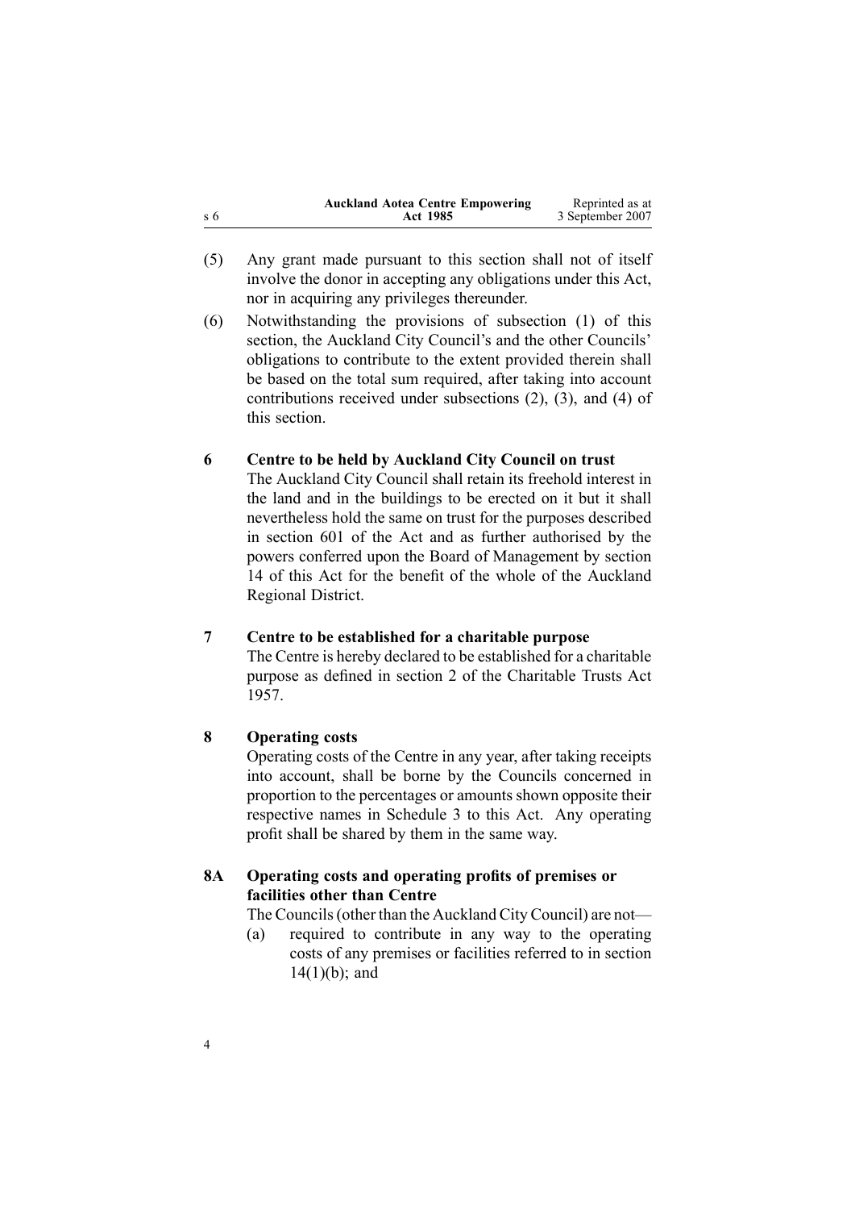(5) Any grant made pursuant to this section shall not of itself involve the donor in accepting any obligations under this Act, nor in acquiring any privileges thereunder.

(6) Notwithstanding the provisions of subsection (1) of this section, the Auckland City Council's and the other Councils' obligations to contribute to the extent provided therein shall be based on the total sum required, after taking into account contributions received under subsections (2), (3), and (4) of this section.

### 6 Centre to be held by Auckland City Council on trust

The Auckland City Council shall retain its freehold interest in the land and in the buildings to be erected on it but it shall nevertheless hold the same on trust for the purposes described in section 601 of the Act and as further authorised by the powers conferred upon the Board of Management by section 14 of this Act for the benefit of the whole of the Auckland Regional District.

### 7 Centre to be established for a charitable purpose

The Centre is hereby declared to be established for a charitable purpose as defined in section 2 of the Charitable Trusts Act 1957.

### 8 Operating costs

Operating costs of the Centre in any year, after taking receipts into account, shall be borne by the Councils concerned in proportion to the percentages or amounts shown opposite their respective names in Schedule 3 to this Act. Any operating profit shall be shared by them in the same way.

### 8A Operating costs and operating profits of premises or facilities other than Centre

The Councils (other than the Auckland City Council) are not—

(a) required to contribute in any way to the operating costs of any premises or facilities referred to in section 14(1)(b); and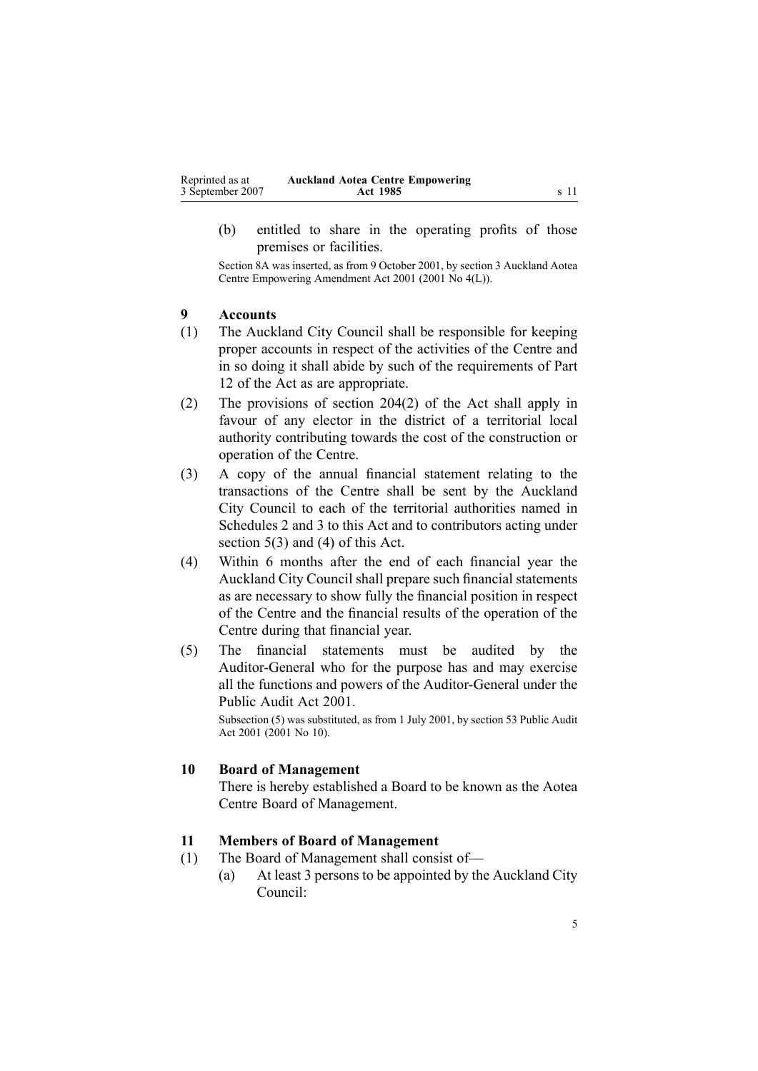(b) entitled to share in the operating profits of those premises or facilities.

Section 8A was inserted, as from 9 October 2001, by section 3 Auckland Aotea Centre Empowering Amendment Act 2001 (2001 No 4(L)).

## 9 Accounts

(1) The Auckland City Council shall be responsible for keeping proper accounts in respect of the activities of the Centre and in so doing it shall abide by such of the requirements of Part 12 of the Act as are appropriate.

(2) The provisions of section 204(2) of the Act shall apply in favour of any elector in the district of a territorial local authority contributing towards the cost of the construction or operation of the Centre.

(3) A copy of the annual financial statement relating to the transactions of the Centre shall be sent by the Auckland City Council to each of the territorial authorities named in Schedules 2 and 3 to this Act and to contributors acting under section 5(3) and (4) of this Act.

(4) Within 6 months after the end of each financial year the Auckland City Council shall prepare such financial statements as are necessary to show fully the financial position in respect of the Centre and the financial results of the operation of the Centre during that financial year.

(5) The financial statements must be audited by the Auditor-General who for the purpose has and may exercise all the functions and powers of the Auditor-General under the Public Audit Act 2001.

Subsection (5) was substituted, as from 1 July 2001, by section 53 Public Audit Act 2001 (2001 No 10).

## 10 Board of Management

There is hereby established a Board to be known as the Aotea Centre Board of Management.

## 11 Members of Board of Management

(1) The Board of Management shall consist of—

(a) At least 3 persons to be appointed by the Auckland City Council: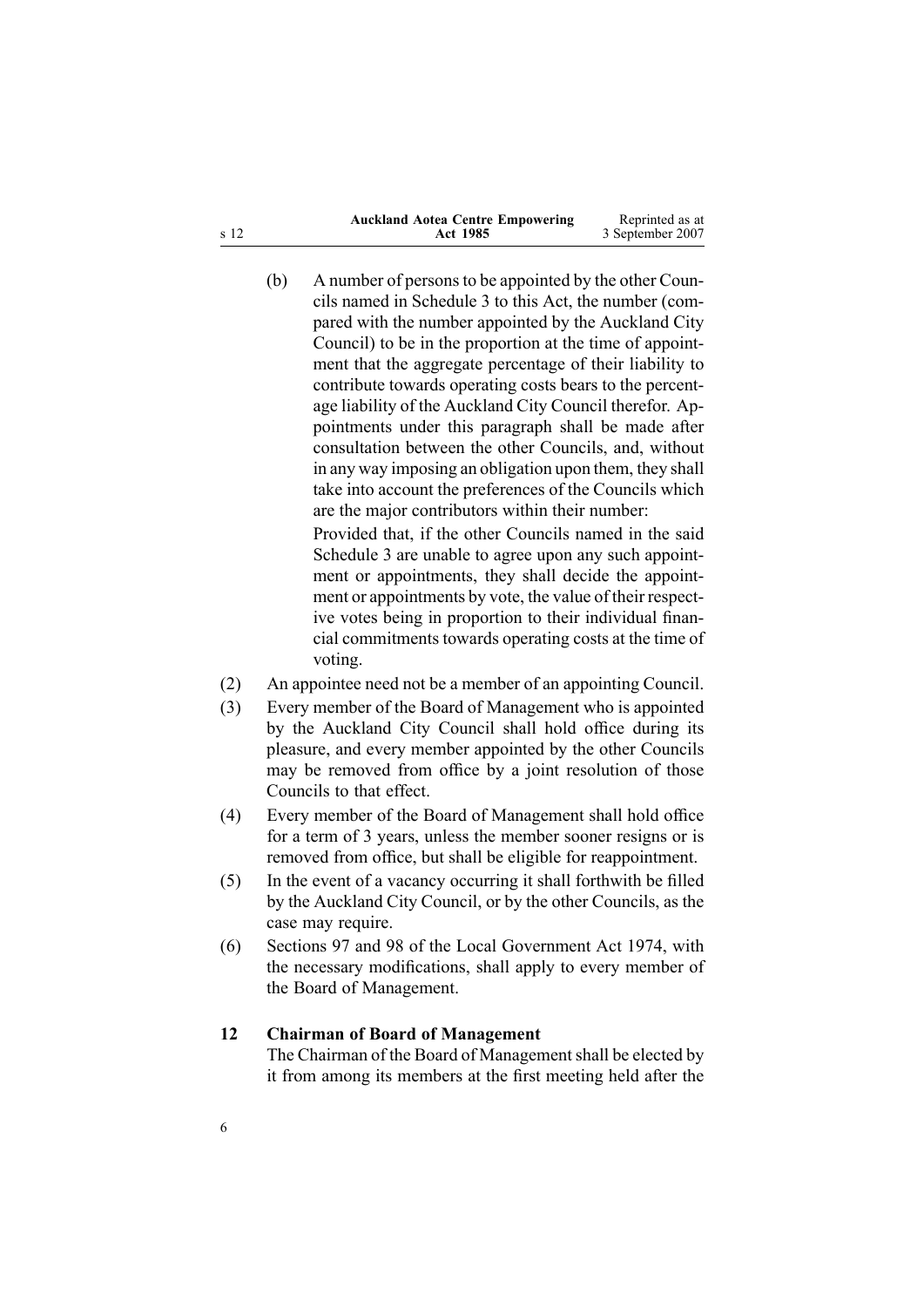(b) A number of persons to be appointed by the other Councils named in Schedule 3 to this Act, the number (compared with the number appointed by the Auckland City Council) to be in the proportion at the time of appointment that the aggregate percentage of their liability to contribute towards operating costs bears to the percentage liability of the Auckland City Council therefor. Appointments under this paragraph shall be made after consultation between the other Councils, and, without in any way imposing an obligation upon them, they shall take into account the preferences of the Councils which are the major contributors within their number:

Provided that, if the other Councils named in the said Schedule 3 are unable to agree upon any such appointment or appointments, they shall decide the appointment or appointments by vote, the value of their respective votes being in proportion to their individual financial commitments towards operating costs at the time of voting.

(2) An appointee need not be a member of an appointing Council.

(3) Every member of the Board of Management who is appointed by the Auckland City Council shall hold office during its pleasure, and every member appointed by the other Councils may be removed from office by a joint resolution of those Councils to that effect.

(4) Every member of the Board of Management shall hold office for a term of 3 years, unless the member sooner resigns or is removed from office, but shall be eligible for reappointment.

(5) In the event of a vacancy occurring it shall forthwith be filled by the Auckland City Council, or by the other Councils, as the case may require.

(6) Sections 97 and 98 of the Local Government Act 1974, with the necessary modifications, shall apply to every member of the Board of Management.

### 12 Chairman of Board of Management

The Chairman of the Board of Management shall be elected by it from among its members at the first meeting held after the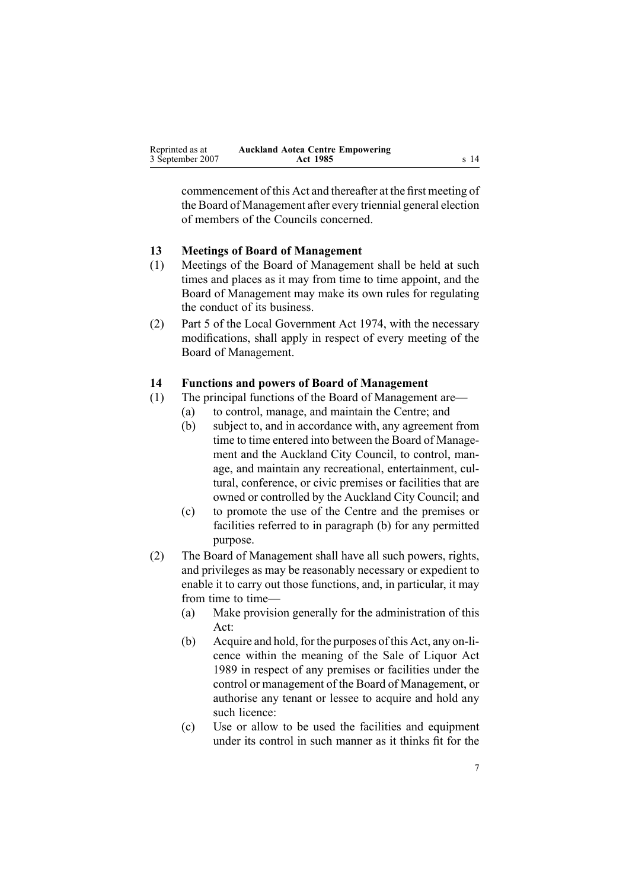commencement of this Act and thereafter at the first meeting of the Board of Management after every triennial general election of members of the Councils concerned.

### 13 Meetings of Board of Management

(1) Meetings of the Board of Management shall be held at such times and places as it may from time to time appoint, and the Board of Management may make its own rules for regulating the conduct of its business.

(2) Part 5 of the Local Government Act 1974, with the necessary modifications, shall apply in respect of every meeting of the Board of Management.

### 14 Functions and powers of Board of Management

(1) The principal functions of the Board of Management are—

- (a) to control, manage, and maintain the Centre; and
- (b) subject to, and in accordance with, any agreement from time to time entered into between the Board of Management and the Auckland City Council, to control, manage, and maintain any recreational, entertainment, cultural, conference, or civic premises or facilities that are owned or controlled by the Auckland City Council; and
- (c) to promote the use of the Centre and the premises or facilities referred to in paragraph (b) for any permitted purpose.

(2) The Board of Management shall have all such powers, rights, and privileges as may be reasonably necessary or expedient to enable it to carry out those functions, and, in particular, it may from time to time—

- (a) Make provision generally for the administration of this Act:
- (b) Acquire and hold, for the purposes of this Act, any on-licence within the meaning of the Sale of Liquor Act 1989 in respect of any premises or facilities under the control or management of the Board of Management, or authorise any tenant or lessee to acquire and hold any such licence:
- (c) Use or allow to be used the facilities and equipment under its control in such manner as it thinks fit for the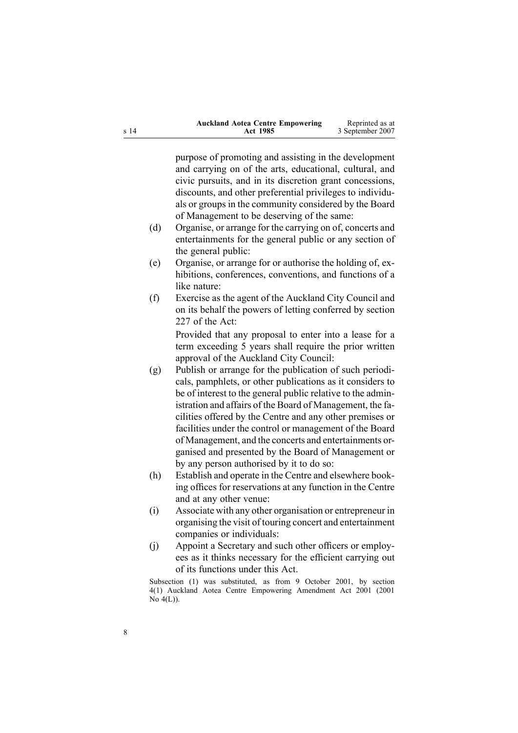purpose of promoting and assisting in the development and carrying on of the arts, educational, cultural, and civic pursuits, and in its discretion grant concessions, discounts, and other preferential privileges to individuals or groups in the community considered by the Board of Management to be deserving of the same:

(d) Organise, or arrange for the carrying on of, concerts and entertainments for the general public or any section of the general public:

(e) Organise, or arrange for or authorise the holding of, exhibitions, conferences, conventions, and functions of a like nature:

(f) Exercise as the agent of the Auckland City Council and on its behalf the powers of letting conferred by section 227 of the Act:

Provided that any proposal to enter into a lease for a term exceeding 5 years shall require the prior written approval of the Auckland City Council:

(g) Publish or arrange for the publication of such periodicals, pamphlets, or other publications as it considers to be of interest to the general public relative to the administration and affairs of the Board of Management, the facilities offered by the Centre and any other premises or facilities under the control or management of the Board of Management, and the concerts and entertainments organised and presented by the Board of Management or by any person authorised by it to do so:

(h) Establish and operate in the Centre and elsewhere booking offices for reservations at any function in the Centre and at any other venue:

(i) Associate with any other organisation or entrepreneur in organising the visit of touring concert and entertainment companies or individuals:

(j) Appoint a Secretary and such other officers or employees as it thinks necessary for the efficient carrying out of its functions under this Act.

Subsection (1) was substituted, as from 9 October 2001, by section 4(1) Auckland Aotea Centre Empowering Amendment Act 2001 (2001 No 4(L)).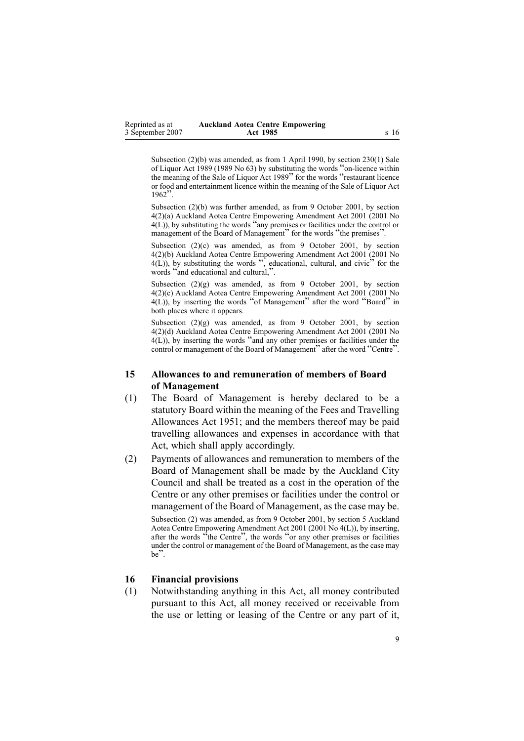Subsection (2)(b) was amended, as from 1 April 1990, by section 230(1) Sale of Liquor Act 1989 (1989 No 63) by substituting the words "on-licence within the meaning of the Sale of Liquor Act 1989" for the words "restaurant licence or food and entertainment licence within the meaning of the Sale of Liquor Act 1962".

Subsection (2)(b) was further amended, as from 9 October 2001, by section 4(2)(a) Auckland Aotea Centre Empowering Amendment Act 2001 (2001 No 4(L)), by substituting the words "any premises or facilities under the control or management of the Board of Management" for the words "the premises".

Subsection (2)(c) was amended, as from 9 October 2001, by section 4(2)(b) Auckland Aotea Centre Empowering Amendment Act 2001 (2001 No 4(L)), by substituting the words ", educational, cultural, and civic" for the words "and educational and cultural,".

Subsection (2)(g) was amended, as from 9 October 2001, by section 4(2)(c) Auckland Aotea Centre Empowering Amendment Act 2001 (2001 No 4(L)), by inserting the words "of Management" after the word "Board" in both places where it appears.

Subsection (2)(g) was amended, as from 9 October 2001, by section 4(2)(d) Auckland Aotea Centre Empowering Amendment Act 2001 (2001 No 4(L)), by inserting the words "and any other premises or facilities under the control or management of the Board of Management" after the word "Centre".

## 15 Allowances to and remuneration of members of Board of Management

(1) The Board of Management is hereby declared to be a statutory Board within the meaning of the Fees and Travelling Allowances Act 1951; and the members thereof may be paid travelling allowances and expenses in accordance with that Act, which shall apply accordingly.

(2) Payments of allowances and remuneration to members of the Board of Management shall be made by the Auckland City Council and shall be treated as a cost in the operation of the Centre or any other premises or facilities under the control or management of the Board of Management, as the case may be.

Subsection (2) was amended, as from 9 October 2001, by section 5 Auckland Aotea Centre Empowering Amendment Act 2001 (2001 No 4(L)), by inserting, after the words "the Centre", the words "or any other premises or facilities under the control or management of the Board of Management, as the case may be".

## 16 Financial provisions

(1) Notwithstanding anything in this Act, all money contributed pursuant to this Act, all money received or receivable from the use or letting or leasing of the Centre or any part of it,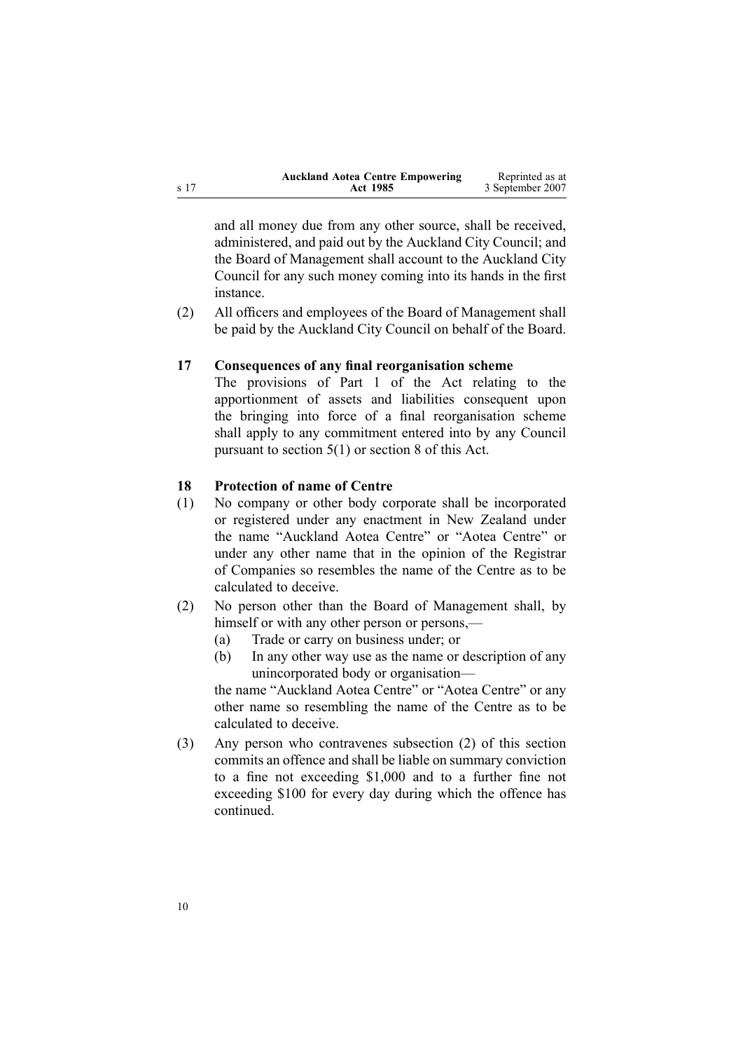and all money due from any other source, shall be received, administered, and paid out by the Auckland City Council; and the Board of Management shall account to the Auckland City Council for any such money coming into its hands in the first instance.

(2) All officers and employees of the Board of Management shall be paid by the Auckland City Council on behalf of the Board.

### 17 Consequences of any final reorganisation scheme

The provisions of Part 1 of the Act relating to the apportionment of assets and liabilities consequent upon the bringing into force of a final reorganisation scheme shall apply to any commitment entered into by any Council pursuant to section 5(1) or section 8 of this Act.

### 18 Protection of name of Centre

(1) No company or other body corporate shall be incorporated or registered under any enactment in New Zealand under the name "Auckland Aotea Centre" or "Aotea Centre" or under any other name that in the opinion of the Registrar of Companies so resembles the name of the Centre as to be calculated to deceive.

(2) No person other than the Board of Management shall, by himself or with any other person or persons,—

- (a) Trade or carry on business under; or
- (b) In any other way use as the name or description of any unincorporated body or organisation—

the name "Auckland Aotea Centre" or "Aotea Centre" or any other name so resembling the name of the Centre as to be calculated to deceive.

(3) Any person who contravenes subsection (2) of this section commits an offence and shall be liable on summary conviction to a fine not exceeding $1,000 and to a further fine not exceeding $100 for every day during which the offence has continued.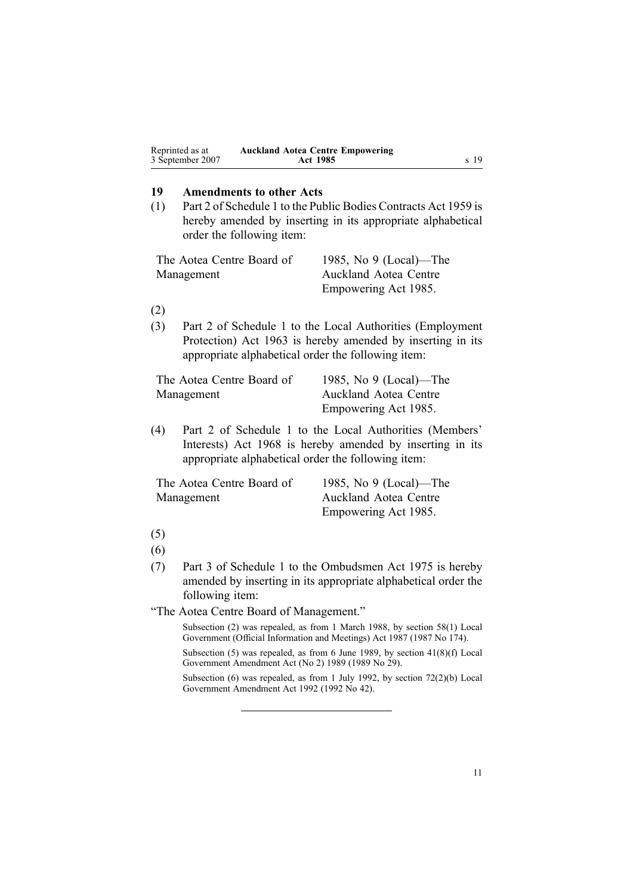### 19 Amendments to other Acts

(1) Part 2 of Schedule 1 to the Public Bodies Contracts Act 1959 is hereby amended by inserting in its appropriate alphabetical order the following item:

| | |
|---|---|
| The Aotea Centre Board of Management | 1985, No 9 (Local)—The Auckland Aotea Centre Empowering Act 1985. |

(2)

(3) Part 2 of Schedule 1 to the Local Authorities (Employment Protection) Act 1963 is hereby amended by inserting in its appropriate alphabetical order the following item:

| | |
|---|---|
| The Aotea Centre Board of Management | 1985, No 9 (Local)—The Auckland Aotea Centre Empowering Act 1985. |

(4) Part 2 of Schedule 1 to the Local Authorities (Members' Interests) Act 1968 is hereby amended by inserting in its appropriate alphabetical order the following item:

| | |
|---|---|
| The Aotea Centre Board of Management | 1985, No 9 (Local)—The Auckland Aotea Centre Empowering Act 1985. |

(5)

(6)

(7) Part 3 of Schedule 1 to the Ombudsmen Act 1975 is hereby amended by inserting in its appropriate alphabetical order the following item:

"The Aotea Centre Board of Management."

Subsection (2) was repealed, as from 1 March 1988, by section 58(1) Local Government (Official Information and Meetings) Act 1987 (1987 No 174).

Subsection (5) was repealed, as from 6 June 1989, by section 41(8)(f) Local Government Amendment Act (No 2) 1989 (1989 No 29).

Subsection (6) was repealed, as from 1 July 1992, by section 72(2)(b) Local Government Amendment Act 1992 (1992 No 42).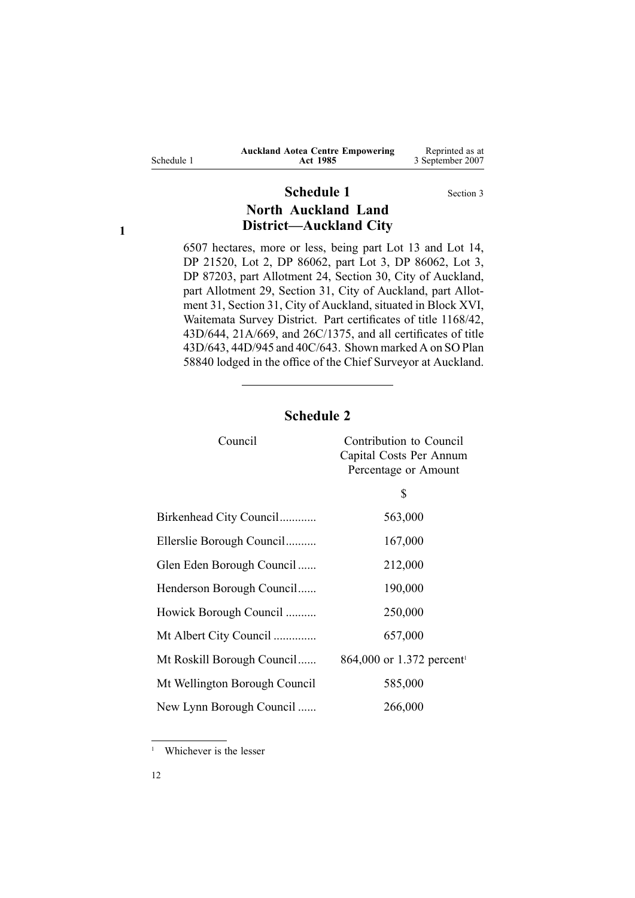## Schedule 1

Section 3

### North Auckland Land District—Auckland City

6507 hectares, more or less, being part Lot 13 and Lot 14, DP 21520, Lot 2, DP 86062, part Lot 3, DP 86062, Lot 3, DP 87203, part Allotment 24, Section 30, City of Auckland, part Allotment 29, Section 31, City of Auckland, part Allotment 31, Section 31, City of Auckland, situated in Block XVI, Waitemata Survey District. Part certificates of title 1168/42, 43D/644, 21A/669, and 26C/1375, and all certificates of title 43D/643, 44D/945 and 40C/643. Shown marked A on SO Plan 58840 lodged in the office of the Chief Surveyor at Auckland.

---

## Schedule 2

| Council | Contribution to Council Capital Costs Per Annum Percentage or Amount |
|---|---|
| | $ |
| Birkenhead City Council | 563,000 |
| Ellerslie Borough Council | 167,000 |
| Glen Eden Borough Council | 212,000 |
| Henderson Borough Council | 190,000 |
| Howick Borough Council | 250,000 |
| Mt Albert City Council | 657,000 |
| Mt Roskill Borough Council | 864,000 or 1.372 percent[1] |
| Mt Wellington Borough Council | 585,000 |
| New Lynn Borough Council | 266,000 |

[1] Whichever is the lesser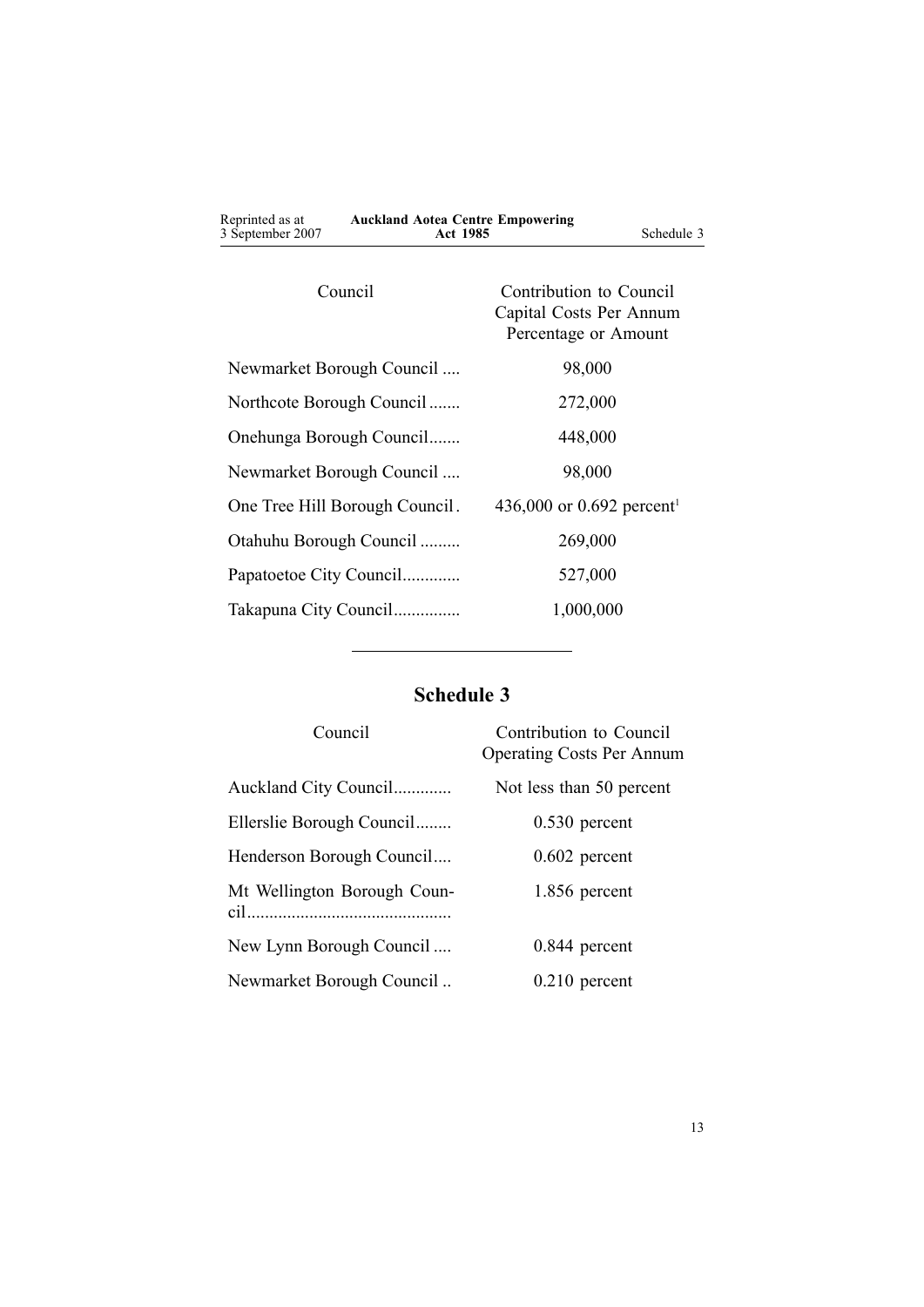| Council | Contribution to Council Capital Costs Per Annum Percentage or Amount |
| --- | --- |
| Newmarket Borough Council .... | 98,000 |
| Northcote Borough Council ....... | 272,000 |
| Onehunga Borough Council....... | 448,000 |
| Newmarket Borough Council .... | 98,000 |
| One Tree Hill Borough Council . | 436,000 or 0.692 percent[1] |
| Otahuhu Borough Council ......... | 269,000 |
| Papatoetoe City Council............. | 527,000 |
| Takapuna City Council............... | 1,000,000 |

## Schedule 3

| Council | Contribution to Council Operating Costs Per Annum |
| --- | --- |
| Auckland City Council............. | Not less than 50 percent |
| Ellerslie Borough Council........ | 0.530 percent |
| Henderson Borough Council.... | 0.602 percent |
| Mt Wellington Borough Council............................................. | 1.856 percent |
| New Lynn Borough Council .... | 0.844 percent |
| Newmarket Borough Council .. | 0.210 percent |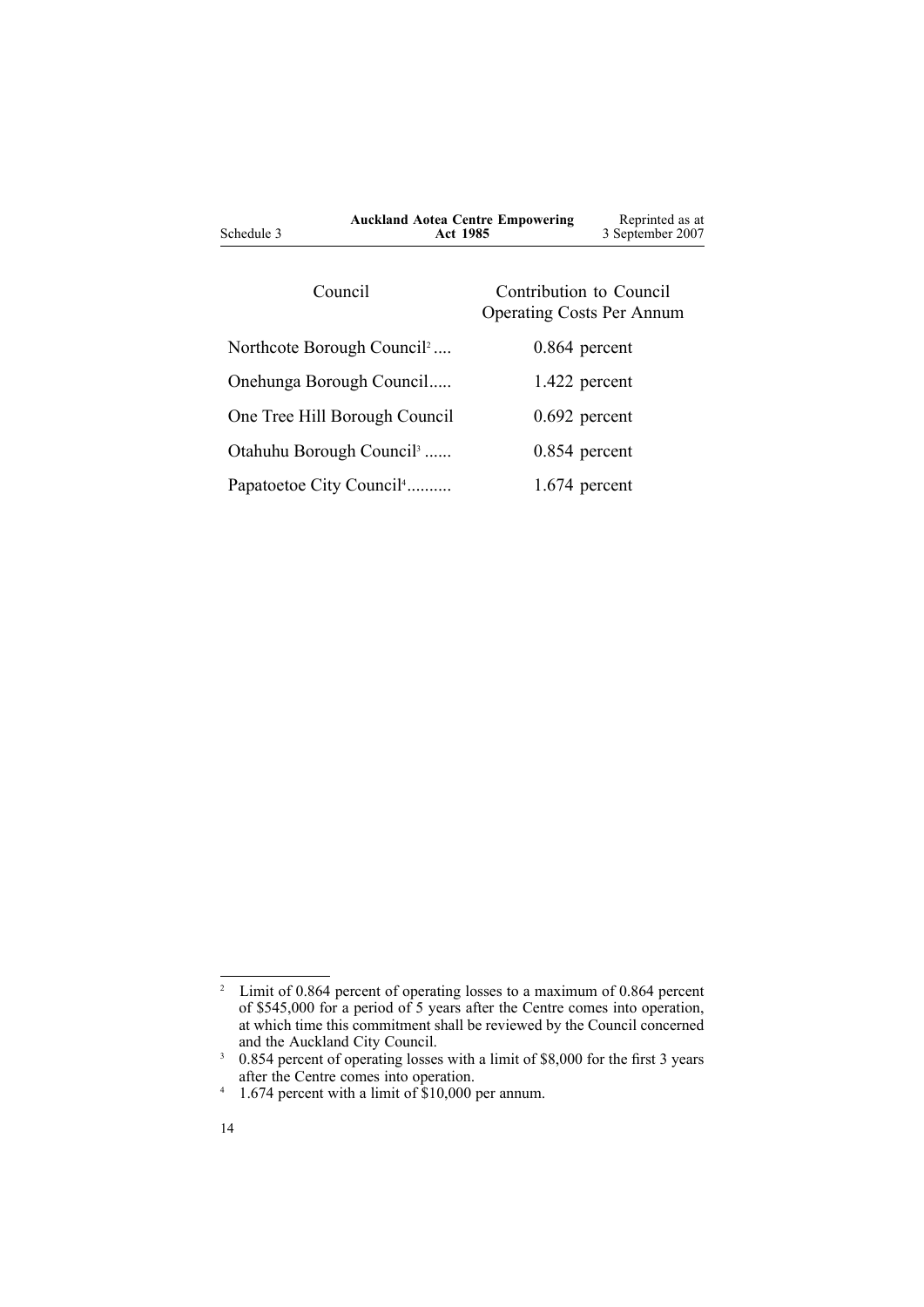| Council | Contribution to Council Operating Costs Per Annum |
|---|---|
| Northcote Borough Council[2] .... | 0.864 percent |
| Onehunga Borough Council..... | 1.422 percent |
| One Tree Hill Borough Council | 0.692 percent |
| Otahuhu Borough Council[3] ...... | 0.854 percent |
| Papatoetoe City Council[4].......... | 1.674 percent |

[2] Limit of 0.864 percent of operating losses to a maximum of 0.864 percent of $545,000 for a period of 5 years after the Centre comes into operation, at which time this commitment shall be reviewed by the Council concerned and the Auckland City Council.

[3] 0.854 percent of operating losses with a limit of $8,000 for the first 3 years after the Centre comes into operation.

[4] 1.674 percent with a limit of $10,000 per annum.